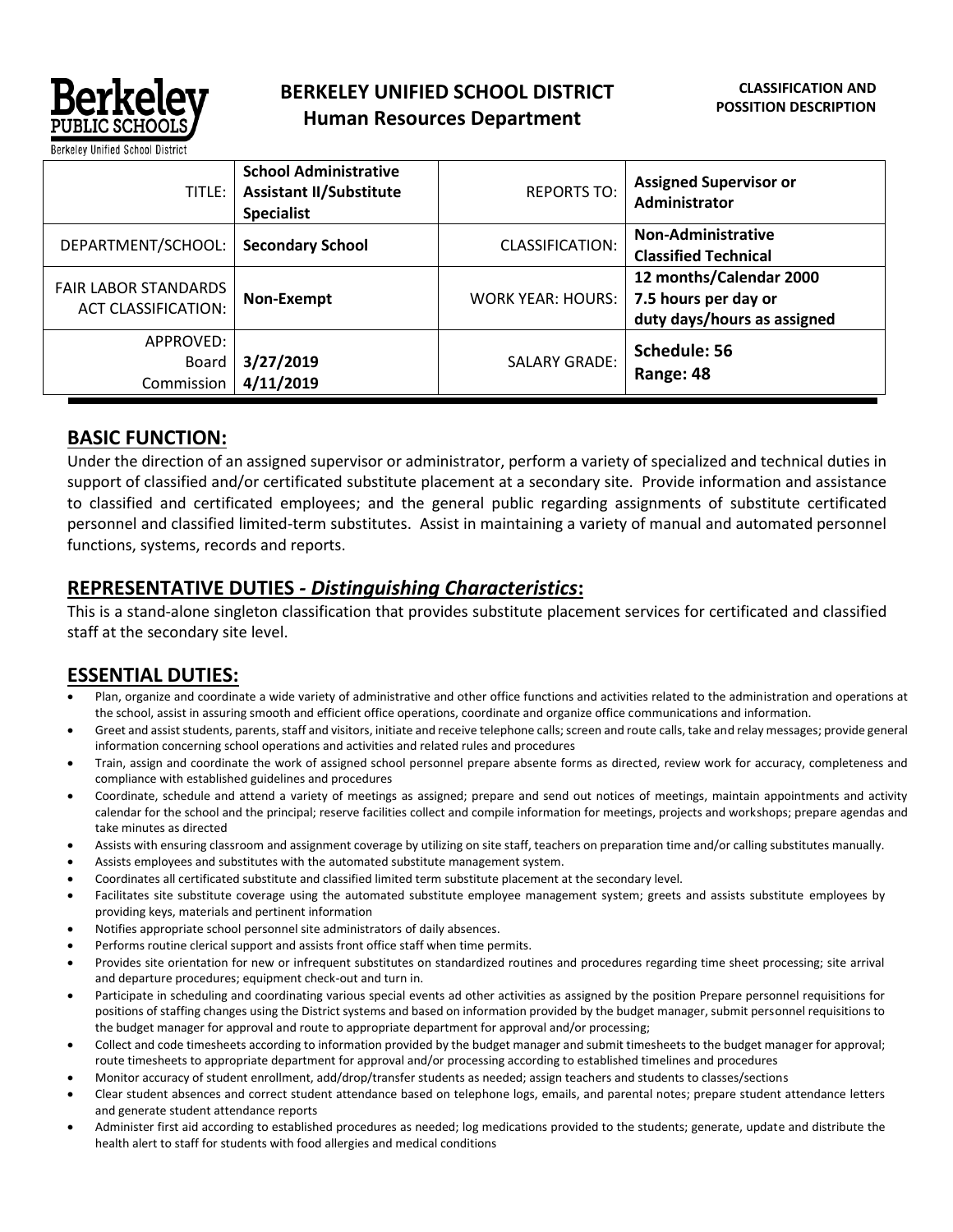# BERKELEY UNIFIED SCHOOL DISTRICT
## Human Resources Department

**CLASSIFICATION AND POSSITION DESCRIPTION**

| | | | |
|---|---|---|---|
| TITLE: | **School Administrative Assistant II/Substitute Specialist** | REPORTS TO: | **Assigned Supervisor or Administrator** |
| DEPARTMENT/SCHOOL: | **Secondary School** | CLASSIFICATION: | **Non-Administrative Classified Technical** |
| FAIR LABOR STANDARDS ACT CLASSIFICATION: | **Non-Exempt** | WORK YEAR: HOURS: | **12 months/Calendar 2000 7.5 hours per day or duty days/hours as assigned** |
| APPROVED: Board Commission | **3/27/2019 4/11/2019** | SALARY GRADE: | **Schedule: 56 Range: 48** |

## BASIC FUNCTION:

Under the direction of an assigned supervisor or administrator, perform a variety of specialized and technical duties in support of classified and/or certificated substitute placement at a secondary site. Provide information and assistance to classified and certificated employees; and the general public regarding assignments of substitute certificated personnel and classified limited-term substitutes. Assist in maintaining a variety of manual and automated personnel functions, systems, records and reports.

## REPRESENTATIVE DUTIES - *Distinguishing Characteristics*:

This is a stand-alone singleton classification that provides substitute placement services for certificated and classified staff at the secondary site level.

## ESSENTIAL DUTIES:

- Plan, organize and coordinate a wide variety of administrative and other office functions and activities related to the administration and operations at the school, assist in assuring smooth and efficient office operations, coordinate and organize office communications and information.
- Greet and assist students, parents, staff and visitors, initiate and receive telephone calls; screen and route calls, take and relay messages; provide general information concerning school operations and activities and related rules and procedures
- Train, assign and coordinate the work of assigned school personnel prepare absente forms as directed, review work for accuracy, completeness and compliance with established guidelines and procedures
- Coordinate, schedule and attend a variety of meetings as assigned; prepare and send out notices of meetings, maintain appointments and activity calendar for the school and the principal; reserve facilities collect and compile information for meetings, projects and workshops; prepare agendas and take minutes as directed
- Assists with ensuring classroom and assignment coverage by utilizing on site staff, teachers on preparation time and/or calling substitutes manually.
- Assists employees and substitutes with the automated substitute management system.
- Coordinates all certificated substitute and classified limited term substitute placement at the secondary level.
- Facilitates site substitute coverage using the automated substitute employee management system; greets and assists substitute employees by providing keys, materials and pertinent information
- Notifies appropriate school personnel site administrators of daily absences.
- Performs routine clerical support and assists front office staff when time permits.
- Provides site orientation for new or infrequent substitutes on standardized routines and procedures regarding time sheet processing; site arrival and departure procedures; equipment check-out and turn in.
- Participate in scheduling and coordinating various special events ad other activities as assigned by the position Prepare personnel requisitions for positions of staffing changes using the District systems and based on information provided by the budget manager, submit personnel requisitions to the budget manager for approval and route to appropriate department for approval and/or processing;
- Collect and code timesheets according to information provided by the budget manager and submit timesheets to the budget manager for approval; route timesheets to appropriate department for approval and/or processing according to established timelines and procedures
- Monitor accuracy of student enrollment, add/drop/transfer students as needed; assign teachers and students to classes/sections
- Clear student absences and correct student attendance based on telephone logs, emails, and parental notes; prepare student attendance letters and generate student attendance reports
- Administer first aid according to established procedures as needed; log medications provided to the students; generate, update and distribute the health alert to staff for students with food allergies and medical conditions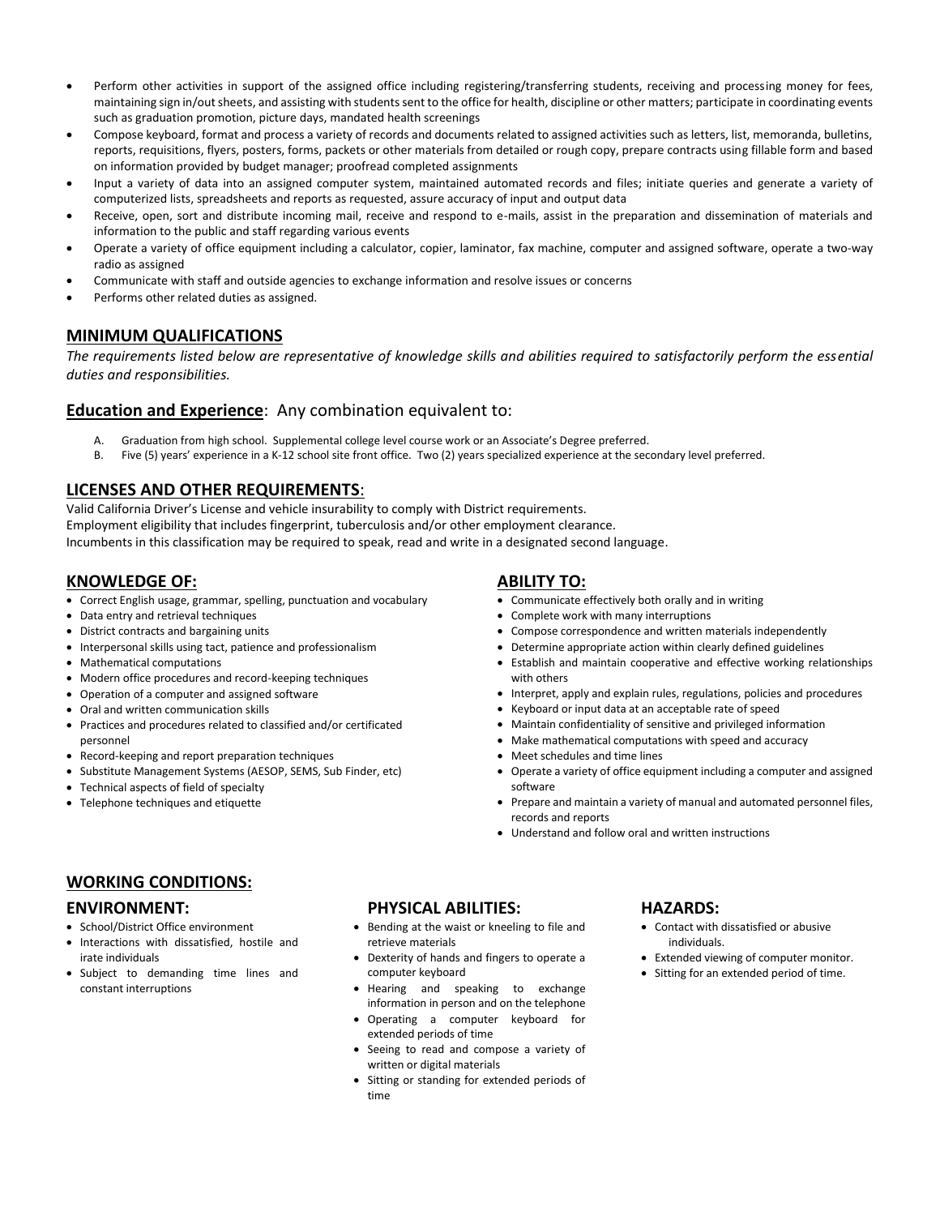- Perform other activities in support of the assigned office including registering/transferring students, receiving and processing money for fees, maintaining sign in/out sheets, and assisting with students sent to the office for health, discipline or other matters; participate in coordinating events such as graduation promotion, picture days, mandated health screenings
- Compose keyboard, format and process a variety of records and documents related to assigned activities such as letters, list, memoranda, bulletins, reports, requisitions, flyers, posters, forms, packets or other materials from detailed or rough copy, prepare contracts using fillable form and based on information provided by budget manager; proofread completed assignments
- Input a variety of data into an assigned computer system, maintained automated records and files; initiate queries and generate a variety of computerized lists, spreadsheets and reports as requested, assure accuracy of input and output data
- Receive, open, sort and distribute incoming mail, receive and respond to e-mails, assist in the preparation and dissemination of materials and information to the public and staff regarding various events
- Operate a variety of office equipment including a calculator, copier, laminator, fax machine, computer and assigned software, operate a two-way radio as assigned
- Communicate with staff and outside agencies to exchange information and resolve issues or concerns
- Performs other related duties as assigned.

## MINIMUM QUALIFICATIONS

*The requirements listed below are representative of knowledge skills and abilities required to satisfactorily perform the essential duties and responsibilities.*

### Education and Experience: Any combination equivalent to:

A. Graduation from high school. Supplemental college level course work or an Associate's Degree preferred.
B. Five (5) years' experience in a K-12 school site front office. Two (2) years specialized experience at the secondary level preferred.

### LICENSES AND OTHER REQUIREMENTS:

Valid California Driver's License and vehicle insurability to comply with District requirements.
Employment eligibility that includes fingerprint, tuberculosis and/or other employment clearance.
Incumbents in this classification may be required to speak, read and write in a designated second language.

### KNOWLEDGE OF:

- Correct English usage, grammar, spelling, punctuation and vocabulary
- Data entry and retrieval techniques
- District contracts and bargaining units
- Interpersonal skills using tact, patience and professionalism
- Mathematical computations
- Modern office procedures and record-keeping techniques
- Operation of a computer and assigned software
- Oral and written communication skills
- Practices and procedures related to classified and/or certificated personnel
- Record-keeping and report preparation techniques
- Substitute Management Systems (AESOP, SEMS, Sub Finder, etc)
- Technical aspects of field of specialty
- Telephone techniques and etiquette

### ABILITY TO:

- Communicate effectively both orally and in writing
- Complete work with many interruptions
- Compose correspondence and written materials independently
- Determine appropriate action within clearly defined guidelines
- Establish and maintain cooperative and effective working relationships with others
- Interpret, apply and explain rules, regulations, policies and procedures
- Keyboard or input data at an acceptable rate of speed
- Maintain confidentiality of sensitive and privileged information
- Make mathematical computations with speed and accuracy
- Meet schedules and time lines
- Operate a variety of office equipment including a computer and assigned software
- Prepare and maintain a variety of manual and automated personnel files, records and reports
- Understand and follow oral and written instructions

## WORKING CONDITIONS:

### ENVIRONMENT:

- School/District Office environment
- Interactions with dissatisfied, hostile and irate individuals
- Subject to demanding time lines and constant interruptions

### PHYSICAL ABILITIES:

- Bending at the waist or kneeling to file and retrieve materials
- Dexterity of hands and fingers to operate a computer keyboard
- Hearing and speaking to exchange information in person and on the telephone
- Operating a computer keyboard for extended periods of time
- Seeing to read and compose a variety of written or digital materials
- Sitting or standing for extended periods of time

### HAZARDS:

- Contact with dissatisfied or abusive individuals.
- Extended viewing of computer monitor.
- Sitting for an extended period of time.